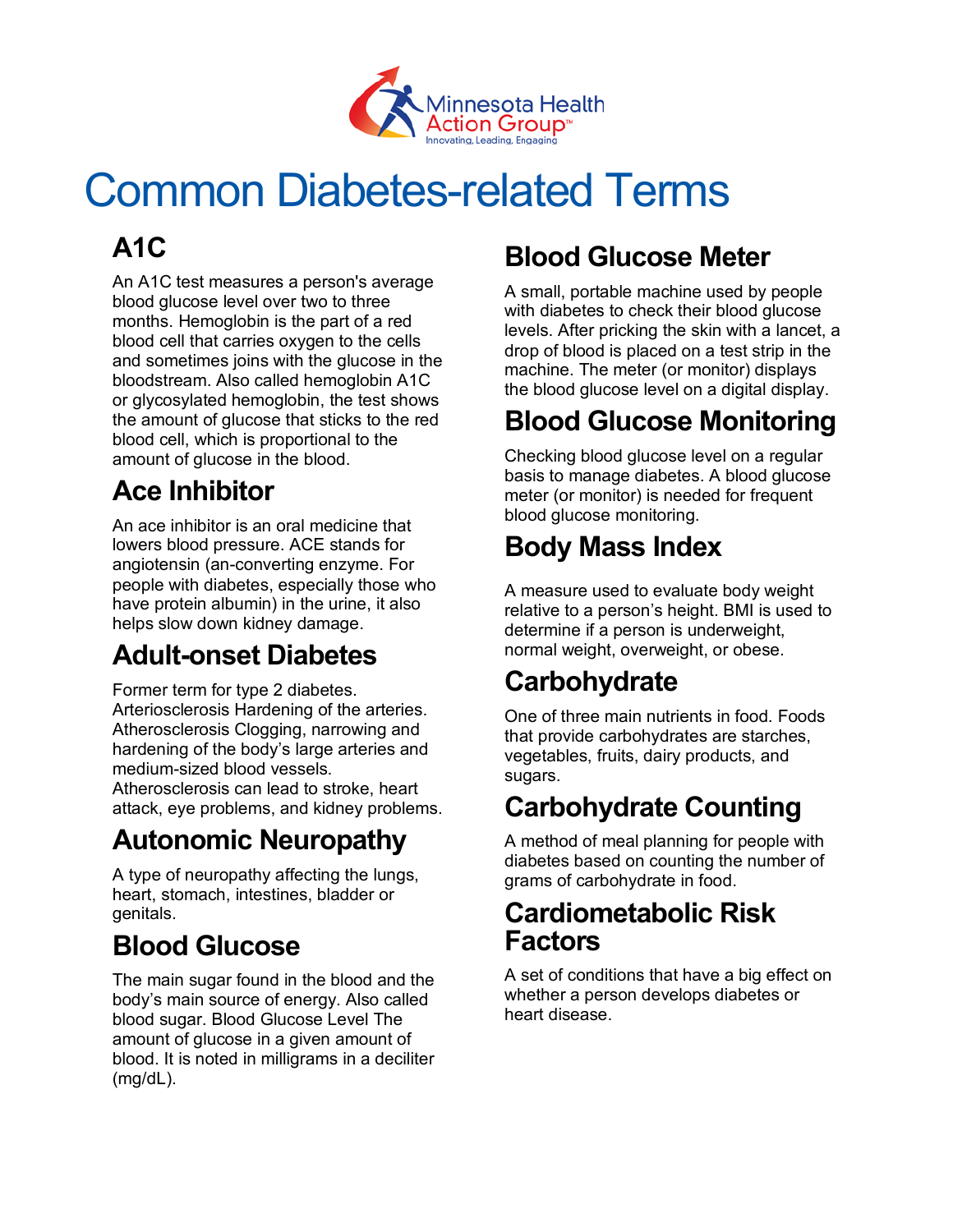# Common Diabetes-related Terms

## A1C

An A1C test measures a person's average blood glucose level over two to three months. Hemoglobin is the part of a red blood cell that carries oxygen to the cells and sometimes joins with the glucose in the bloodstream. Also called hemoglobin A1C or glycosylated hemoglobin, the test shows the amount of glucose that sticks to the red blood cell, which is proportional to the amount of glucose in the blood.

## Ace Inhibitor

An ace inhibitor is an oral medicine that lowers blood pressure. ACE stands for angiotensin (an-converting enzyme. For people with diabetes, especially those who have protein albumin) in the urine, it also helps slow down kidney damage.

## Adult-onset Diabetes

Former term for type 2 diabetes. Arteriosclerosis Hardening of the arteries. Atherosclerosis Clogging, narrowing and hardening of the body's large arteries and medium-sized blood vessels. Atherosclerosis can lead to stroke, heart attack, eye problems, and kidney problems.

## Autonomic Neuropathy

A type of neuropathy affecting the lungs, heart, stomach, intestines, bladder or genitals.

## Blood Glucose

The main sugar found in the blood and the body's main source of energy. Also called blood sugar. Blood Glucose Level The amount of glucose in a given amount of blood. It is noted in milligrams in a deciliter (mg/dL).

## Blood Glucose Meter

A small, portable machine used by people with diabetes to check their blood glucose levels. After pricking the skin with a lancet, a drop of blood is placed on a test strip in the machine. The meter (or monitor) displays the blood glucose level on a digital display.

## Blood Glucose Monitoring

Checking blood glucose level on a regular basis to manage diabetes. A blood glucose meter (or monitor) is needed for frequent blood glucose monitoring.

## Body Mass Index

A measure used to evaluate body weight relative to a person's height. BMI is used to determine if a person is underweight, normal weight, overweight, or obese.

## Carbohydrate

One of three main nutrients in food. Foods that provide carbohydrates are starches, vegetables, fruits, dairy products, and sugars.

## Carbohydrate Counting

A method of meal planning for people with diabetes based on counting the number of grams of carbohydrate in food.

## Cardiometabolic Risk Factors

A set of conditions that have a big effect on whether a person develops diabetes or heart disease.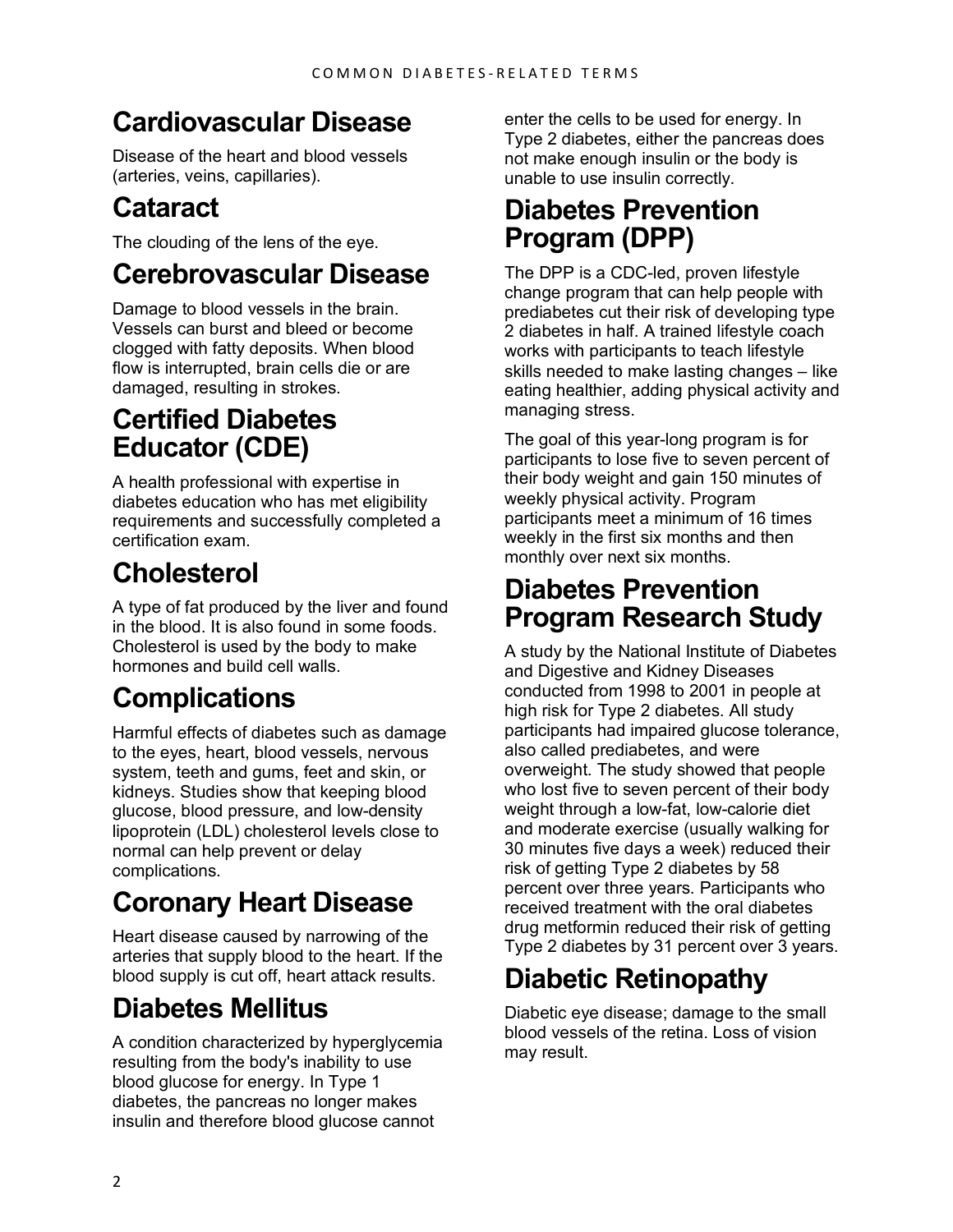## Cardiovascular Disease

Disease of the heart and blood vessels (arteries, veins, capillaries).

## Cataract

The clouding of the lens of the eye.

## Cerebrovascular Disease

Damage to blood vessels in the brain. Vessels can burst and bleed or become clogged with fatty deposits. When blood flow is interrupted, brain cells die or are damaged, resulting in strokes.

## Certified Diabetes Educator (CDE)

A health professional with expertise in diabetes education who has met eligibility requirements and successfully completed a certification exam.

## Cholesterol

A type of fat produced by the liver and found in the blood. It is also found in some foods. Cholesterol is used by the body to make hormones and build cell walls.

## Complications

Harmful effects of diabetes such as damage to the eyes, heart, blood vessels, nervous system, teeth and gums, feet and skin, or kidneys. Studies show that keeping blood glucose, blood pressure, and low-density lipoprotein (LDL) cholesterol levels close to normal can help prevent or delay complications.

## Coronary Heart Disease

Heart disease caused by narrowing of the arteries that supply blood to the heart. If the blood supply is cut off, heart attack results.

## Diabetes Mellitus

A condition characterized by hyperglycemia resulting from the body's inability to use blood glucose for energy. In Type 1 diabetes, the pancreas no longer makes insulin and therefore blood glucose cannot enter the cells to be used for energy. In Type 2 diabetes, either the pancreas does not make enough insulin or the body is unable to use insulin correctly.

## Diabetes Prevention Program (DPP)

The DPP is a CDC-led, proven lifestyle change program that can help people with prediabetes cut their risk of developing type 2 diabetes in half. A trained lifestyle coach works with participants to teach lifestyle skills needed to make lasting changes – like eating healthier, adding physical activity and managing stress.

The goal of this year-long program is for participants to lose five to seven percent of their body weight and gain 150 minutes of weekly physical activity. Program participants meet a minimum of 16 times weekly in the first six months and then monthly over next six months.

## Diabetes Prevention Program Research Study

A study by the National Institute of Diabetes and Digestive and Kidney Diseases conducted from 1998 to 2001 in people at high risk for Type 2 diabetes. All study participants had impaired glucose tolerance, also called prediabetes, and were overweight. The study showed that people who lost five to seven percent of their body weight through a low-fat, low-calorie diet and moderate exercise (usually walking for 30 minutes five days a week) reduced their risk of getting Type 2 diabetes by 58 percent over three years. Participants who received treatment with the oral diabetes drug metformin reduced their risk of getting Type 2 diabetes by 31 percent over 3 years.

## Diabetic Retinopathy

Diabetic eye disease; damage to the small blood vessels of the retina. Loss of vision may result.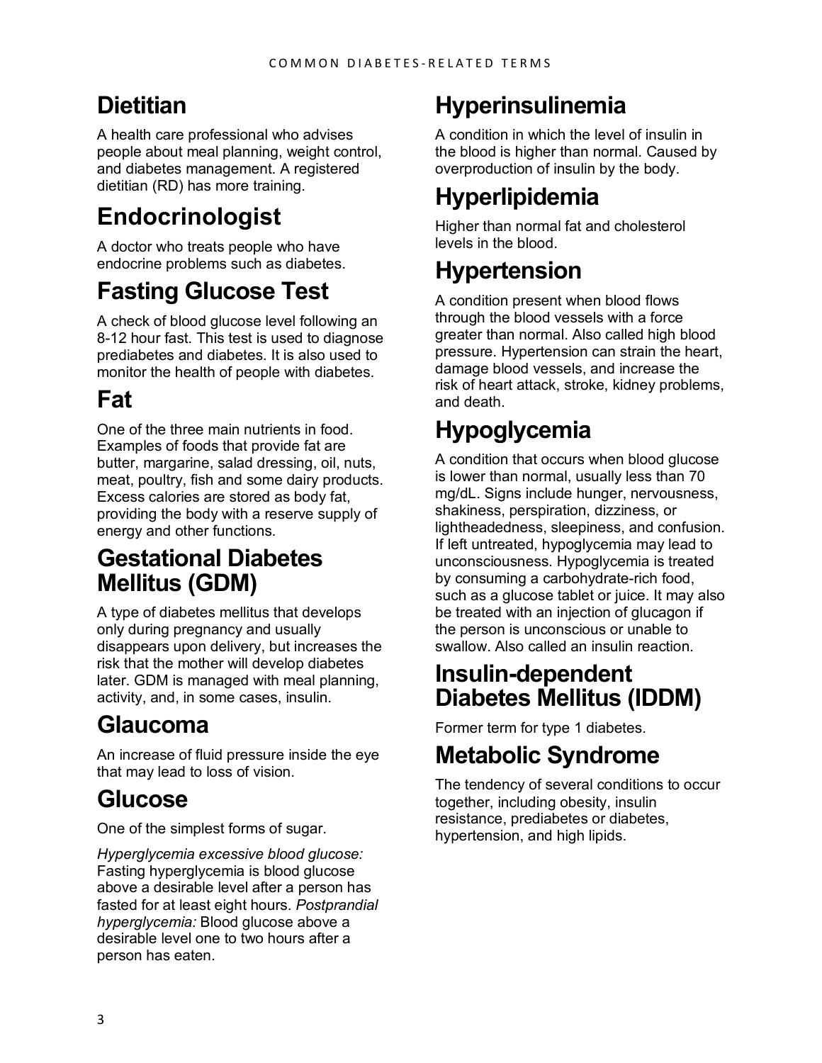## Dietitian

A health care professional who advises people about meal planning, weight control, and diabetes management. A registered dietitian (RD) has more training.

## Endocrinologist

A doctor who treats people who have endocrine problems such as diabetes.

## Fasting Glucose Test

A check of blood glucose level following an 8-12 hour fast. This test is used to diagnose prediabetes and diabetes. It is also used to monitor the health of people with diabetes.

## Fat

One of the three main nutrients in food. Examples of foods that provide fat are butter, margarine, salad dressing, oil, nuts, meat, poultry, fish and some dairy products. Excess calories are stored as body fat, providing the body with a reserve supply of energy and other functions.

## Gestational Diabetes Mellitus (GDM)

A type of diabetes mellitus that develops only during pregnancy and usually disappears upon delivery, but increases the risk that the mother will develop diabetes later. GDM is managed with meal planning, activity, and, in some cases, insulin.

## Glaucoma

An increase of fluid pressure inside the eye that may lead to loss of vision.

## Glucose

One of the simplest forms of sugar.

*Hyperglycemia excessive blood glucose:* Fasting hyperglycemia is blood glucose above a desirable level after a person has fasted for at least eight hours. *Postprandial hyperglycemia:* Blood glucose above a desirable level one to two hours after a person has eaten.

## Hyperinsulinemia

A condition in which the level of insulin in the blood is higher than normal. Caused by overproduction of insulin by the body.

## Hyperlipidemia

Higher than normal fat and cholesterol levels in the blood.

## Hypertension

A condition present when blood flows through the blood vessels with a force greater than normal. Also called high blood pressure. Hypertension can strain the heart, damage blood vessels, and increase the risk of heart attack, stroke, kidney problems, and death.

## Hypoglycemia

A condition that occurs when blood glucose is lower than normal, usually less than 70 mg/dL. Signs include hunger, nervousness, shakiness, perspiration, dizziness, or lightheadedness, sleepiness, and confusion. If left untreated, hypoglycemia may lead to unconsciousness. Hypoglycemia is treated by consuming a carbohydrate-rich food, such as a glucose tablet or juice. It may also be treated with an injection of glucagon if the person is unconscious or unable to swallow. Also called an insulin reaction.

## Insulin-dependent Diabetes Mellitus (IDDM)

Former term for type 1 diabetes.

## Metabolic Syndrome

The tendency of several conditions to occur together, including obesity, insulin resistance, prediabetes or diabetes, hypertension, and high lipids.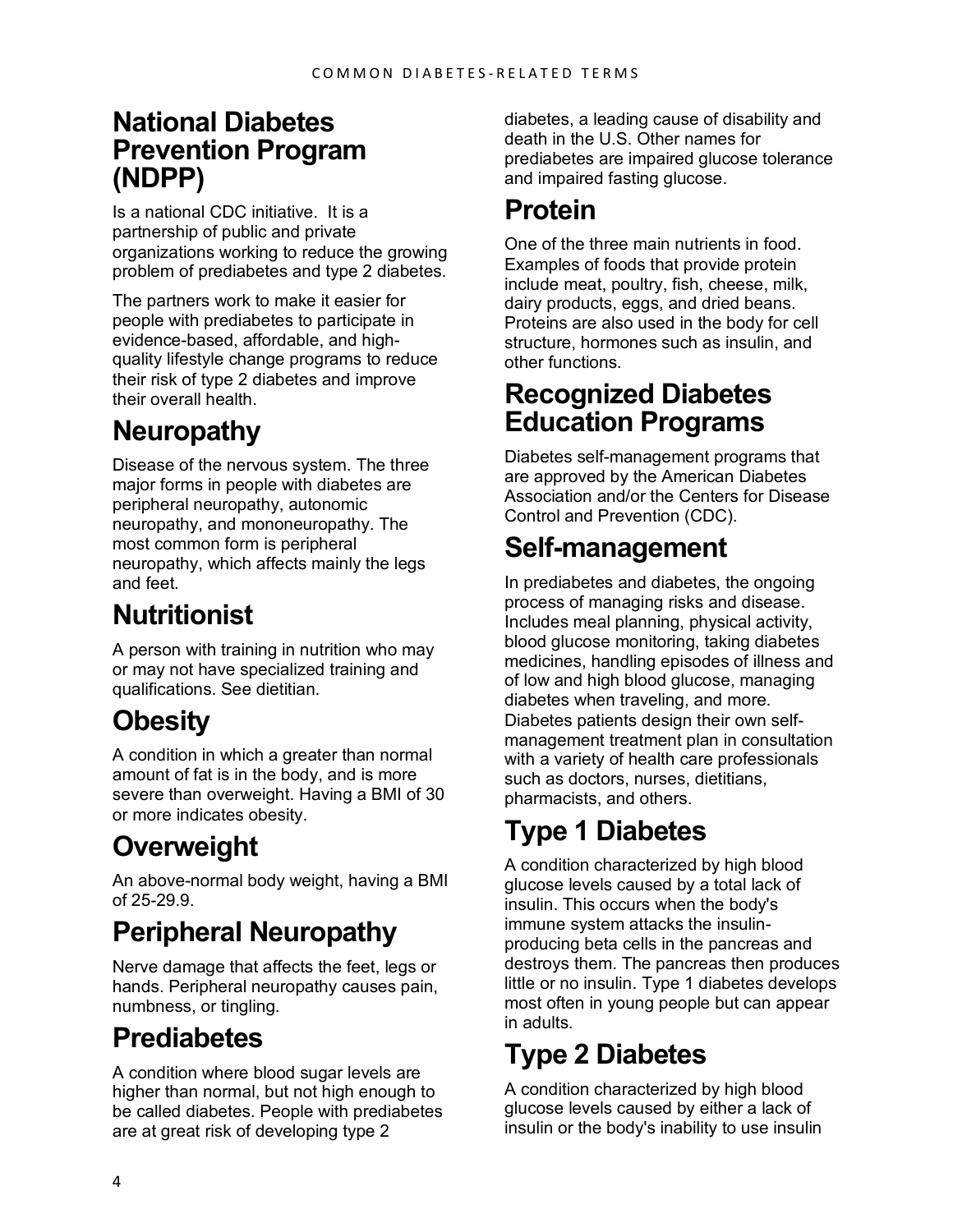## National Diabetes Prevention Program (NDPP)

Is a national CDC initiative. It is a partnership of public and private organizations working to reduce the growing problem of prediabetes and type 2 diabetes.

The partners work to make it easier for people with prediabetes to participate in evidence-based, affordable, and high-quality lifestyle change programs to reduce their risk of type 2 diabetes and improve their overall health.

## Neuropathy

Disease of the nervous system. The three major forms in people with diabetes are peripheral neuropathy, autonomic neuropathy, and mononeuropathy. The most common form is peripheral neuropathy, which affects mainly the legs and feet.

## Nutritionist

A person with training in nutrition who may or may not have specialized training and qualifications. See dietitian.

## Obesity

A condition in which a greater than normal amount of fat is in the body, and is more severe than overweight. Having a BMI of 30 or more indicates obesity.

## Overweight

An above-normal body weight, having a BMI of 25-29.9.

## Peripheral Neuropathy

Nerve damage that affects the feet, legs or hands. Peripheral neuropathy causes pain, numbness, or tingling.

## Prediabetes

A condition where blood sugar levels are higher than normal, but not high enough to be called diabetes. People with prediabetes are at great risk of developing type 2 diabetes, a leading cause of disability and death in the U.S. Other names for prediabetes are impaired glucose tolerance and impaired fasting glucose.

## Protein

One of the three main nutrients in food. Examples of foods that provide protein include meat, poultry, fish, cheese, milk, dairy products, eggs, and dried beans. Proteins are also used in the body for cell structure, hormones such as insulin, and other functions.

## Recognized Diabetes Education Programs

Diabetes self-management programs that are approved by the American Diabetes Association and/or the Centers for Disease Control and Prevention (CDC).

## Self-management

In prediabetes and diabetes, the ongoing process of managing risks and disease. Includes meal planning, physical activity, blood glucose monitoring, taking diabetes medicines, handling episodes of illness and of low and high blood glucose, managing diabetes when traveling, and more. Diabetes patients design their own self-management treatment plan in consultation with a variety of health care professionals such as doctors, nurses, dietitians, pharmacists, and others.

## Type 1 Diabetes

A condition characterized by high blood glucose levels caused by a total lack of insulin. This occurs when the body's immune system attacks the insulin-producing beta cells in the pancreas and destroys them. The pancreas then produces little or no insulin. Type 1 diabetes develops most often in young people but can appear in adults.

## Type 2 Diabetes

A condition characterized by high blood glucose levels caused by either a lack of insulin or the body's inability to use insulin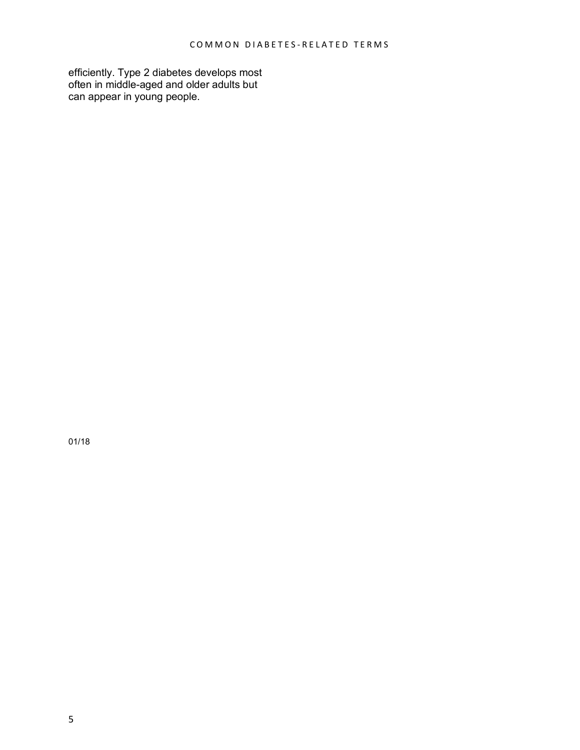efficiently. Type 2 diabetes develops most often in middle-aged and older adults but can appear in young people.

01/18